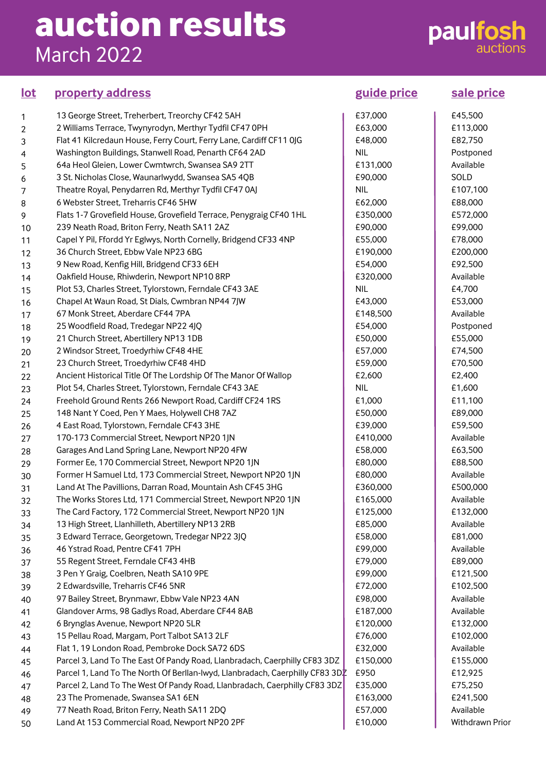# auction results

## March 2022

paulfosh auctions

| lot | property address | guide price | sale price |
|---|---|---|---|
| 1 | 13 George Street, Treherbert, Treorchy CF42 5AH | £37,000 | £45,500 |
| 2 | 2 Williams Terrace, Twynyrodyn, Merthyr Tydfil CF47 0PH | £63,000 | £113,000 |
| 3 | Flat 41 Kilcredaun House, Ferry Court, Ferry Lane, Cardiff CF11 0JG | £48,000 | £82,750 |
| 4 | Washington Buildings, Stanwell Road, Penarth CF64 2AD | NIL | Postponed |
| 5 | 64a Heol Gleien, Lower Cwmtwrch, Swansea SA9 2TT | £131,000 | Available |
| 6 | 3 St. Nicholas Close, Waunarlwydd, Swansea SA5 4QB | £90,000 | SOLD |
| 7 | Theatre Royal, Penydarren Rd, Merthyr Tydfil CF47 0AJ | NIL | £107,100 |
| 8 | 6 Webster Street, Treharris CF46 5HW | £62,000 | £88,000 |
| 9 | Flats 1-7 Grovefield House, Grovefield Terrace, Penygraig CF40 1HL | £350,000 | £572,000 |
| 10 | 239 Neath Road, Briton Ferry, Neath SA11 2AZ | £90,000 | £99,000 |
| 11 | Capel Y Pil, Ffordd Yr Eglwys, North Cornelly, Bridgend CF33 4NP | £55,000 | £78,000 |
| 12 | 36 Church Street, Ebbw Vale NP23 6BG | £190,000 | £200,000 |
| 13 | 9 New Road, Kenfig Hill, Bridgend CF33 6EH | £54,000 | £92,500 |
| 14 | Oakfield House, Rhiwderin, Newport NP10 8RP | £320,000 | Available |
| 15 | Plot 53, Charles Street, Tylorstown, Ferndale CF43 3AE | NIL | £4,700 |
| 16 | Chapel At Waun Road, St Dials, Cwmbran NP44 7JW | £43,000 | £53,000 |
| 17 | 67 Monk Street, Aberdare CF44 7PA | £148,500 | Available |
| 18 | 25 Woodfield Road, Tredegar NP22 4JQ | £54,000 | Postponed |
| 19 | 21 Church Street, Abertillery NP13 1DB | £50,000 | £55,000 |
| 20 | 2 Windsor Street, Troedyrhiw CF48 4HE | £57,000 | £74,500 |
| 21 | 23 Church Street, Troedyrhiw CF48 4HD | £59,000 | £70,500 |
| 22 | Ancient Historical Title Of The Lordship Of The Manor Of Wallop | £2,600 | £2,400 |
| 23 | Plot 54, Charles Street, Tylorstown, Ferndale CF43 3AE | NIL | £1,600 |
| 24 | Freehold Ground Rents 266 Newport Road, Cardiff CF24 1RS | £1,000 | £11,100 |
| 25 | 148 Nant Y Coed, Pen Y Maes, Holywell CH8 7AZ | £50,000 | £89,000 |
| 26 | 4 East Road, Tylorstown, Ferndale CF43 3HE | £39,000 | £59,500 |
| 27 | 170-173 Commercial Street, Newport NP20 1JN | £410,000 | Available |
| 28 | Garages And Land Spring Lane, Newport NP20 4FW | £58,000 | £63,500 |
| 29 | Former Ee, 170 Commercial Street, Newport NP20 1JN | £80,000 | £88,500 |
| 30 | Former H Samuel Ltd, 173 Commercial Street, Newport NP20 1JN | £80,000 | Available |
| 31 | Land At The Pavillions, Darran Road, Mountain Ash CF45 3HG | £360,000 | £500,000 |
| 32 | The Works Stores Ltd, 171 Commercial Street, Newport NP20 1JN | £165,000 | Available |
| 33 | The Card Factory, 172 Commercial Street, Newport NP20 1JN | £125,000 | £132,000 |
| 34 | 13 High Street, Llanhilleth, Abertillery NP13 2RB | £85,000 | Available |
| 35 | 3 Edward Terrace, Georgetown, Tredegar NP22 3JQ | £58,000 | £81,000 |
| 36 | 46 Ystrad Road, Pentre CF41 7PH | £99,000 | Available |
| 37 | 55 Regent Street, Ferndale CF43 4HB | £79,000 | £89,000 |
| 38 | 3 Pen Y Graig, Coelbren, Neath SA10 9PE | £99,000 | £121,500 |
| 39 | 2 Edwardsville, Treharris CF46 5NR | £72,000 | £102,500 |
| 40 | 97 Bailey Street, Brynmawr, Ebbw Vale NP23 4AN | £98,000 | Available |
| 41 | Glandover Arms, 98 Gadlys Road, Aberdare CF44 8AB | £187,000 | Available |
| 42 | 6 Brynglas Avenue, Newport NP20 5LR | £120,000 | £132,000 |
| 43 | 15 Pellau Road, Margam, Port Talbot SA13 2LF | £76,000 | £102,000 |
| 44 | Flat 1, 19 London Road, Pembroke Dock SA72 6DS | £32,000 | Available |
| 45 | Parcel 3, Land To The East Of Pandy Road, Llanbradach, Caerphilly CF83 3DZ | £150,000 | £155,000 |
| 46 | Parcel 1, Land To The North Of Berllan-lwyd, Llanbradach, Caerphilly CF83 3DZ | £950 | £12,925 |
| 47 | Parcel 2, Land To The West Of Pandy Road, Llanbradach, Caerphilly CF83 3DZ | £35,000 | £75,250 |
| 48 | 23 The Promenade, Swansea SA1 6EN | £163,000 | £241,500 |
| 49 | 77 Neath Road, Briton Ferry, Neath SA11 2DQ | £57,000 | Available |
| 50 | Land At 153 Commercial Road, Newport NP20 2PF | £10,000 | Withdrawn Prior |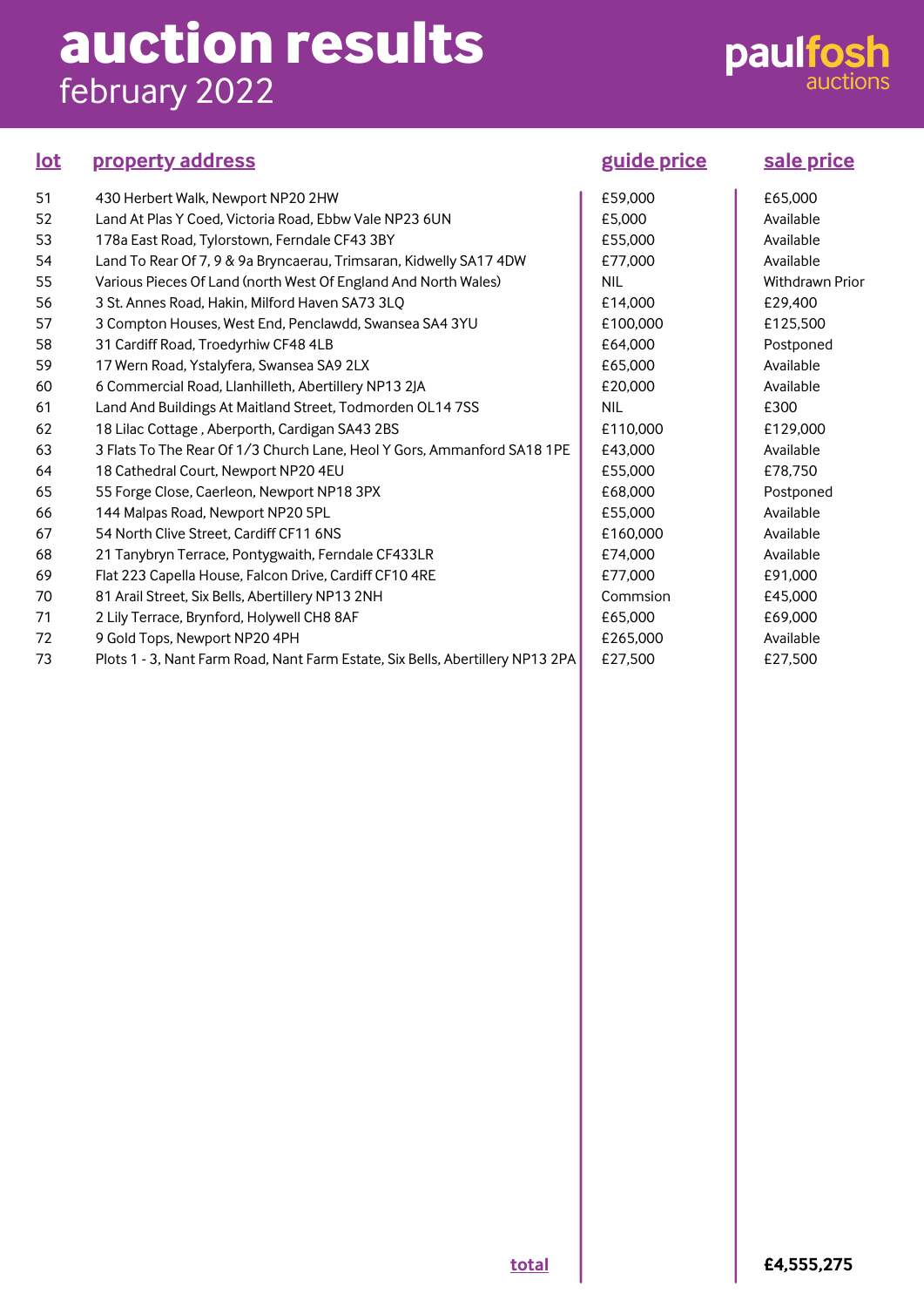# auction results
february 2022

paulfosh auctions

| lot | property address | guide price | sale price |
|---|---|---|---|
| 51 | 430 Herbert Walk, Newport NP20 2HW | £59,000 | £65,000 |
| 52 | Land At Plas Y Coed, Victoria Road, Ebbw Vale NP23 6UN | £5,000 | Available |
| 53 | 178a East Road, Tylorstown, Ferndale CF43 3BY | £55,000 | Available |
| 54 | Land To Rear Of 7, 9 & 9a Bryncaerau, Trimsaran, Kidwelly SA17 4DW | £77,000 | Available |
| 55 | Various Pieces Of Land (north West Of England And North Wales) | NIL | Withdrawn Prior |
| 56 | 3 St. Annes Road, Hakin, Milford Haven SA73 3LQ | £14,000 | £29,400 |
| 57 | 3 Compton Houses, West End, Penclawdd, Swansea SA4 3YU | £100,000 | £125,500 |
| 58 | 31 Cardiff Road, Troedyrhiw CF48 4LB | £64,000 | Postponed |
| 59 | 17 Wern Road, Ystalyfera, Swansea SA9 2LX | £65,000 | Available |
| 60 | 6 Commercial Road, Llanhilleth, Abertillery NP13 2JA | £20,000 | Available |
| 61 | Land And Buildings At Maitland Street, Todmorden OL14 7SS | NIL | £300 |
| 62 | 18 Lilac Cottage , Aberporth, Cardigan SA43 2BS | £110,000 | £129,000 |
| 63 | 3 Flats To The Rear Of 1/3 Church Lane, Heol Y Gors, Ammanford SA18 1PE | £43,000 | Available |
| 64 | 18 Cathedral Court, Newport NP20 4EU | £55,000 | £78,750 |
| 65 | 55 Forge Close, Caerleon, Newport NP18 3PX | £68,000 | Postponed |
| 66 | 144 Malpas Road, Newport NP20 5PL | £55,000 | Available |
| 67 | 54 North Clive Street, Cardiff CF11 6NS | £160,000 | Available |
| 68 | 21 Tanybryn Terrace, Pontygwaith, Ferndale CF433LR | £74,000 | Available |
| 69 | Flat 223 Capella House, Falcon Drive, Cardiff CF10 4RE | £77,000 | £91,000 |
| 70 | 81 Arail Street, Six Bells, Abertillery NP13 2NH | Commsion | £45,000 |
| 71 | 2 Lily Terrace, Brynford, Holywell CH8 8AF | £65,000 | £69,000 |
| 72 | 9 Gold Tops, Newport NP20 4PH | £265,000 | Available |
| 73 | Plots 1 - 3, Nant Farm Road, Nant Farm Estate, Six Bells, Abertillery NP13 2PA | £27,500 | £27,500 |
| | **total** | | **£4,555,275** |